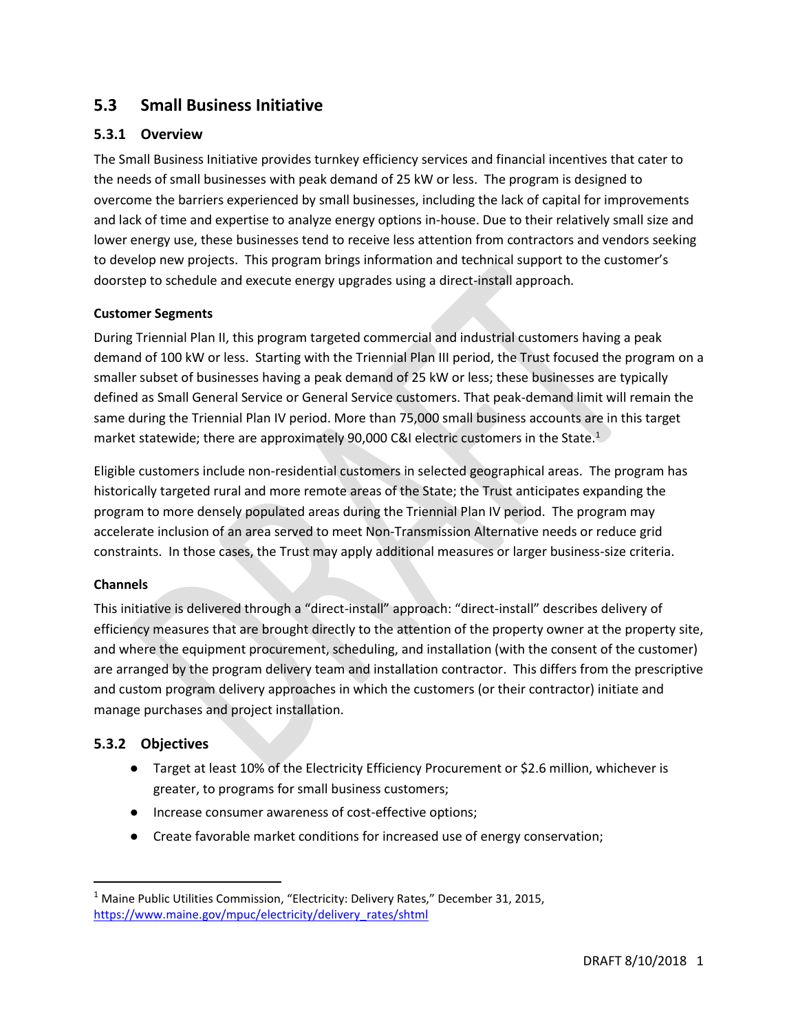## 5.3 Small Business Initiative

### 5.3.1 Overview

The Small Business Initiative provides turnkey efficiency services and financial incentives that cater to the needs of small businesses with peak demand of 25 kW or less. The program is designed to overcome the barriers experienced by small businesses, including the lack of capital for improvements and lack of time and expertise to analyze energy options in-house. Due to their relatively small size and lower energy use, these businesses tend to receive less attention from contractors and vendors seeking to develop new projects. This program brings information and technical support to the customer's doorstep to schedule and execute energy upgrades using a direct-install approach.

**Customer Segments**

During Triennial Plan II, this program targeted commercial and industrial customers having a peak demand of 100 kW or less. Starting with the Triennial Plan III period, the Trust focused the program on a smaller subset of businesses having a peak demand of 25 kW or less; these businesses are typically defined as Small General Service or General Service customers. That peak-demand limit will remain the same during the Triennial Plan IV period. More than 75,000 small business accounts are in this target market statewide; there are approximately 90,000 C&I electric customers in the State.[1]

Eligible customers include non-residential customers in selected geographical areas. The program has historically targeted rural and more remote areas of the State; the Trust anticipates expanding the program to more densely populated areas during the Triennial Plan IV period. The program may accelerate inclusion of an area served to meet Non-Transmission Alternative needs or reduce grid constraints. In those cases, the Trust may apply additional measures or larger business-size criteria.

**Channels**

This initiative is delivered through a "direct-install" approach: "direct-install" describes delivery of efficiency measures that are brought directly to the attention of the property owner at the property site, and where the equipment procurement, scheduling, and installation (with the consent of the customer) are arranged by the program delivery team and installation contractor. This differs from the prescriptive and custom program delivery approaches in which the customers (or their contractor) initiate and manage purchases and project installation.

### 5.3.2 Objectives

- Target at least 10% of the Electricity Efficiency Procurement or $2.6 million, whichever is greater, to programs for small business customers;
- Increase consumer awareness of cost-effective options;
- Create favorable market conditions for increased use of energy conservation;

---

[1] Maine Public Utilities Commission, "Electricity: Delivery Rates," December 31, 2015, https://www.maine.gov/mpuc/electricity/delivery_rates/shtml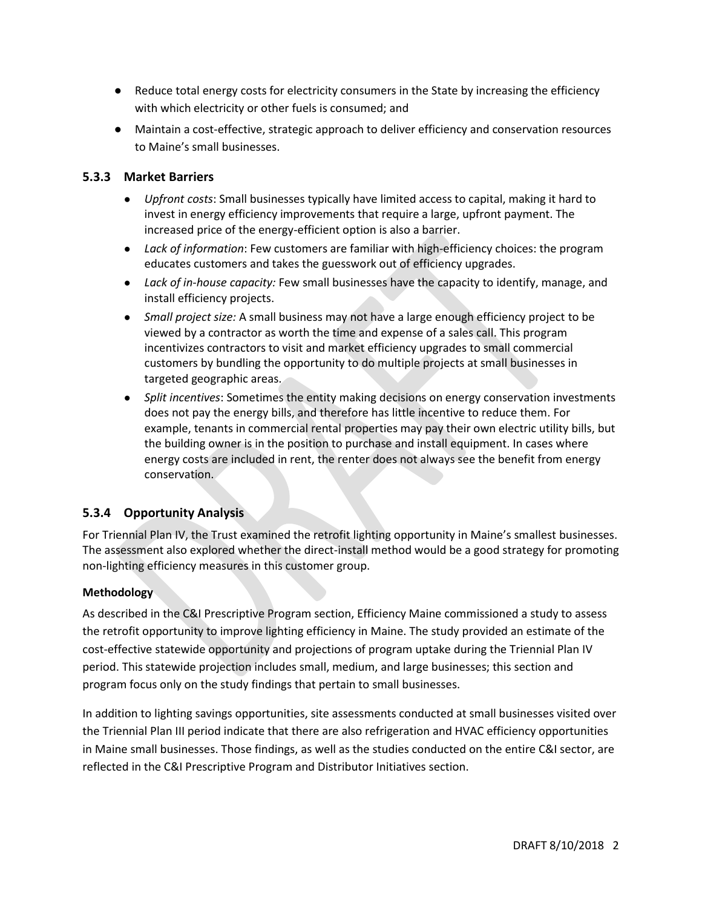- Reduce total energy costs for electricity consumers in the State by increasing the efficiency with which electricity or other fuels is consumed; and
- Maintain a cost-effective, strategic approach to deliver efficiency and conservation resources to Maine's small businesses.

### 5.3.3 Market Barriers

- *Upfront costs*: Small businesses typically have limited access to capital, making it hard to invest in energy efficiency improvements that require a large, upfront payment. The increased price of the energy-efficient option is also a barrier.
- *Lack of information*: Few customers are familiar with high-efficiency choices: the program educates customers and takes the guesswork out of efficiency upgrades.
- *Lack of in-house capacity:* Few small businesses have the capacity to identify, manage, and install efficiency projects.
- *Small project size:* A small business may not have a large enough efficiency project to be viewed by a contractor as worth the time and expense of a sales call. This program incentivizes contractors to visit and market efficiency upgrades to small commercial customers by bundling the opportunity to do multiple projects at small businesses in targeted geographic areas.
- *Split incentives*: Sometimes the entity making decisions on energy conservation investments does not pay the energy bills, and therefore has little incentive to reduce them. For example, tenants in commercial rental properties may pay their own electric utility bills, but the building owner is in the position to purchase and install equipment. In cases where energy costs are included in rent, the renter does not always see the benefit from energy conservation.

### 5.3.4 Opportunity Analysis

For Triennial Plan IV, the Trust examined the retrofit lighting opportunity in Maine's smallest businesses. The assessment also explored whether the direct-install method would be a good strategy for promoting non-lighting efficiency measures in this customer group.

**Methodology**

As described in the C&I Prescriptive Program section, Efficiency Maine commissioned a study to assess the retrofit opportunity to improve lighting efficiency in Maine. The study provided an estimate of the cost-effective statewide opportunity and projections of program uptake during the Triennial Plan IV period. This statewide projection includes small, medium, and large businesses; this section and program focus only on the study findings that pertain to small businesses.

In addition to lighting savings opportunities, site assessments conducted at small businesses visited over the Triennial Plan III period indicate that there are also refrigeration and HVAC efficiency opportunities in Maine small businesses. Those findings, as well as the studies conducted on the entire C&I sector, are reflected in the C&I Prescriptive Program and Distributor Initiatives section.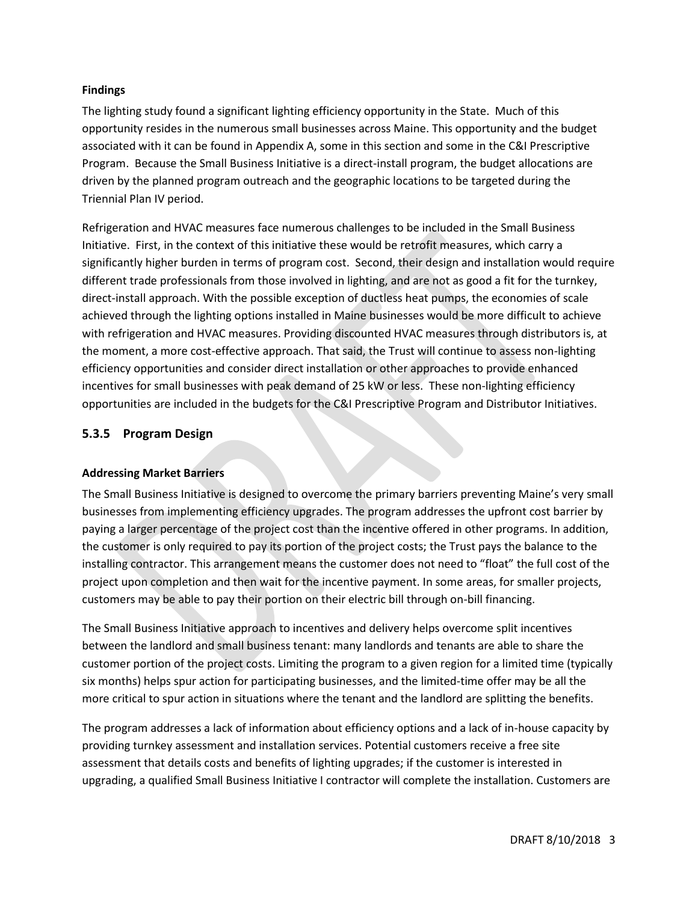**Findings**

The lighting study found a significant lighting efficiency opportunity in the State. Much of this opportunity resides in the numerous small businesses across Maine. This opportunity and the budget associated with it can be found in Appendix A, some in this section and some in the C&I Prescriptive Program. Because the Small Business Initiative is a direct-install program, the budget allocations are driven by the planned program outreach and the geographic locations to be targeted during the Triennial Plan IV period.

Refrigeration and HVAC measures face numerous challenges to be included in the Small Business Initiative. First, in the context of this initiative these would be retrofit measures, which carry a significantly higher burden in terms of program cost. Second, their design and installation would require different trade professionals from those involved in lighting, and are not as good a fit for the turnkey, direct-install approach. With the possible exception of ductless heat pumps, the economies of scale achieved through the lighting options installed in Maine businesses would be more difficult to achieve with refrigeration and HVAC measures. Providing discounted HVAC measures through distributors is, at the moment, a more cost-effective approach. That said, the Trust will continue to assess non-lighting efficiency opportunities and consider direct installation or other approaches to provide enhanced incentives for small businesses with peak demand of 25 kW or less. These non-lighting efficiency opportunities are included in the budgets for the C&I Prescriptive Program and Distributor Initiatives.

### 5.3.5 Program Design

**Addressing Market Barriers**

The Small Business Initiative is designed to overcome the primary barriers preventing Maine's very small businesses from implementing efficiency upgrades. The program addresses the upfront cost barrier by paying a larger percentage of the project cost than the incentive offered in other programs. In addition, the customer is only required to pay its portion of the project costs; the Trust pays the balance to the installing contractor. This arrangement means the customer does not need to "float" the full cost of the project upon completion and then wait for the incentive payment. In some areas, for smaller projects, customers may be able to pay their portion on their electric bill through on-bill financing.

The Small Business Initiative approach to incentives and delivery helps overcome split incentives between the landlord and small business tenant: many landlords and tenants are able to share the customer portion of the project costs. Limiting the program to a given region for a limited time (typically six months) helps spur action for participating businesses, and the limited-time offer may be all the more critical to spur action in situations where the tenant and the landlord are splitting the benefits.

The program addresses a lack of information about efficiency options and a lack of in-house capacity by providing turnkey assessment and installation services. Potential customers receive a free site assessment that details costs and benefits of lighting upgrades; if the customer is interested in upgrading, a qualified Small Business Initiative I contractor will complete the installation. Customers are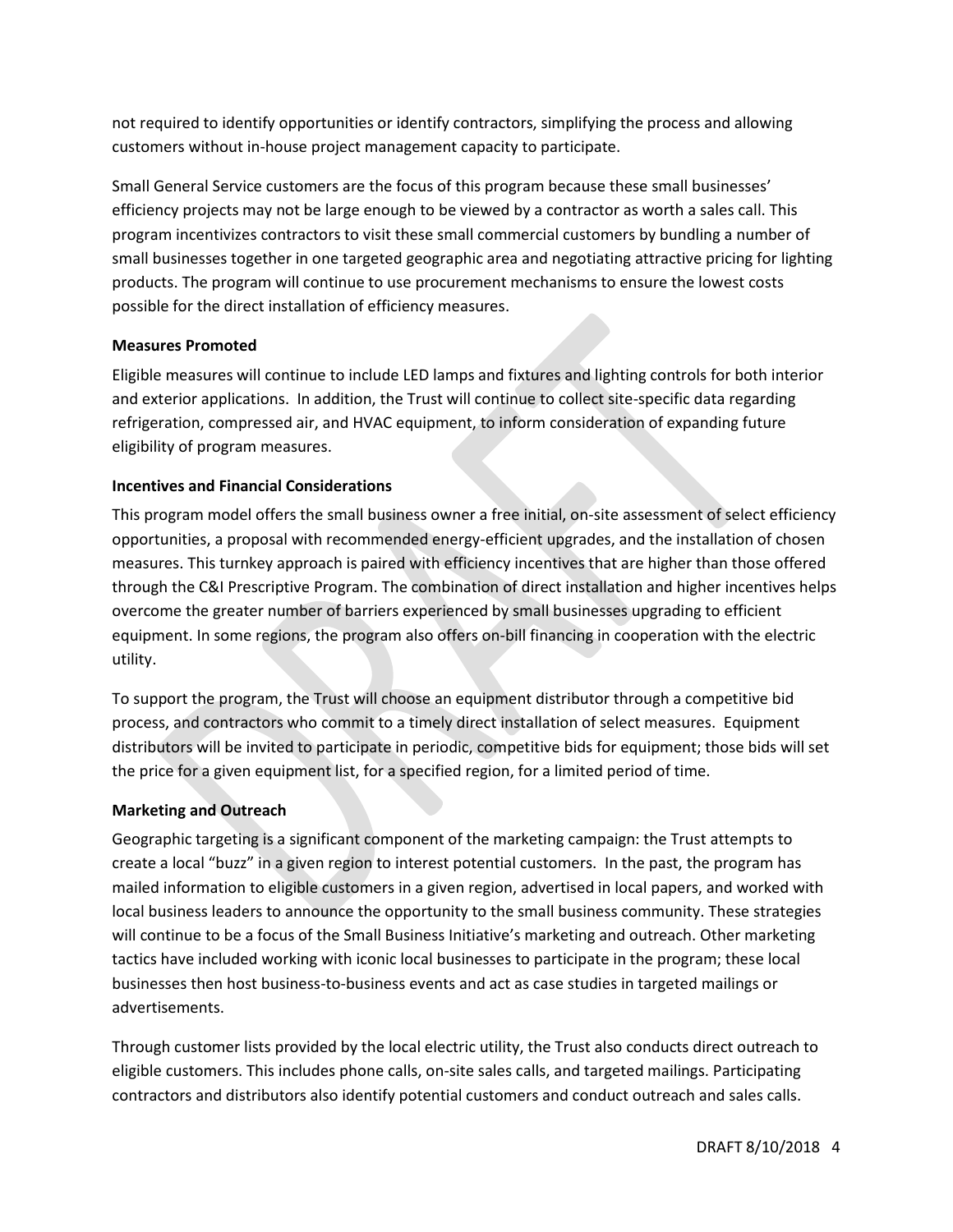not required to identify opportunities or identify contractors, simplifying the process and allowing customers without in-house project management capacity to participate.

Small General Service customers are the focus of this program because these small businesses' efficiency projects may not be large enough to be viewed by a contractor as worth a sales call. This program incentivizes contractors to visit these small commercial customers by bundling a number of small businesses together in one targeted geographic area and negotiating attractive pricing for lighting products. The program will continue to use procurement mechanisms to ensure the lowest costs possible for the direct installation of efficiency measures.

**Measures Promoted**

Eligible measures will continue to include LED lamps and fixtures and lighting controls for both interior and exterior applications. In addition, the Trust will continue to collect site-specific data regarding refrigeration, compressed air, and HVAC equipment, to inform consideration of expanding future eligibility of program measures.

**Incentives and Financial Considerations**

This program model offers the small business owner a free initial, on-site assessment of select efficiency opportunities, a proposal with recommended energy-efficient upgrades, and the installation of chosen measures. This turnkey approach is paired with efficiency incentives that are higher than those offered through the C&I Prescriptive Program. The combination of direct installation and higher incentives helps overcome the greater number of barriers experienced by small businesses upgrading to efficient equipment. In some regions, the program also offers on-bill financing in cooperation with the electric utility.

To support the program, the Trust will choose an equipment distributor through a competitive bid process, and contractors who commit to a timely direct installation of select measures. Equipment distributors will be invited to participate in periodic, competitive bids for equipment; those bids will set the price for a given equipment list, for a specified region, for a limited period of time.

**Marketing and Outreach**

Geographic targeting is a significant component of the marketing campaign: the Trust attempts to create a local "buzz" in a given region to interest potential customers. In the past, the program has mailed information to eligible customers in a given region, advertised in local papers, and worked with local business leaders to announce the opportunity to the small business community. These strategies will continue to be a focus of the Small Business Initiative's marketing and outreach. Other marketing tactics have included working with iconic local businesses to participate in the program; these local businesses then host business-to-business events and act as case studies in targeted mailings or advertisements.

Through customer lists provided by the local electric utility, the Trust also conducts direct outreach to eligible customers. This includes phone calls, on-site sales calls, and targeted mailings. Participating contractors and distributors also identify potential customers and conduct outreach and sales calls.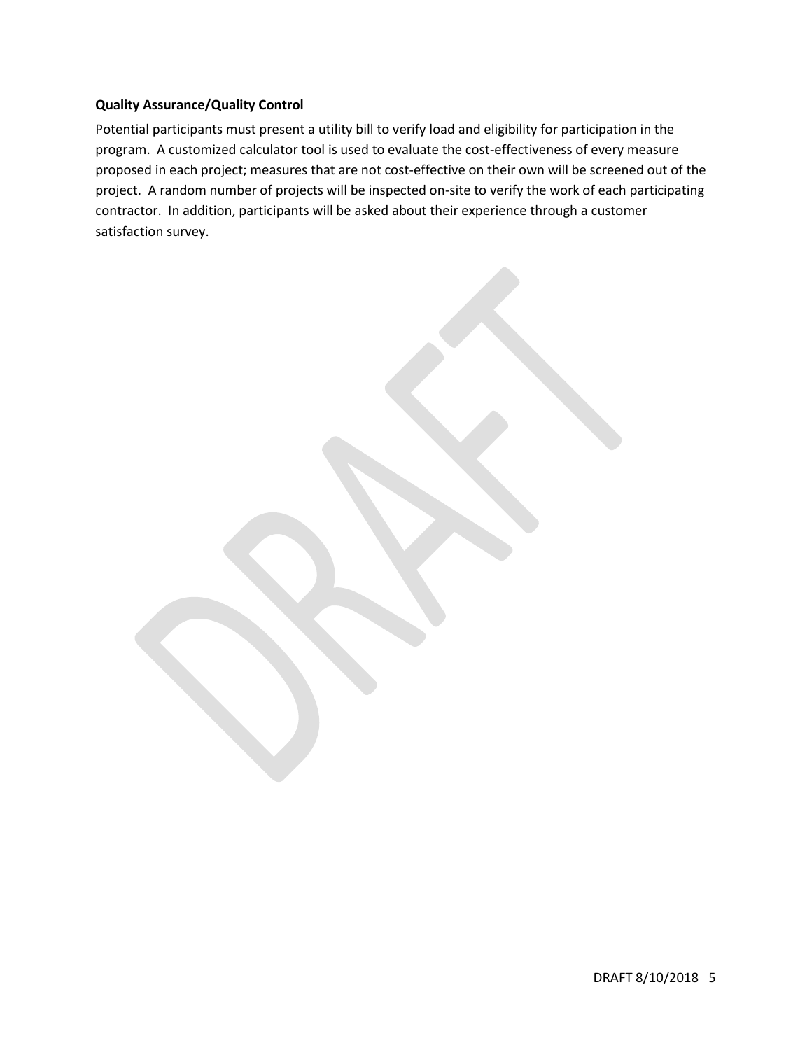**Quality Assurance/Quality Control**

Potential participants must present a utility bill to verify load and eligibility for participation in the program. A customized calculator tool is used to evaluate the cost-effectiveness of every measure proposed in each project; measures that are not cost-effective on their own will be screened out of the project. A random number of projects will be inspected on-site to verify the work of each participating contractor. In addition, participants will be asked about their experience through a customer satisfaction survey.